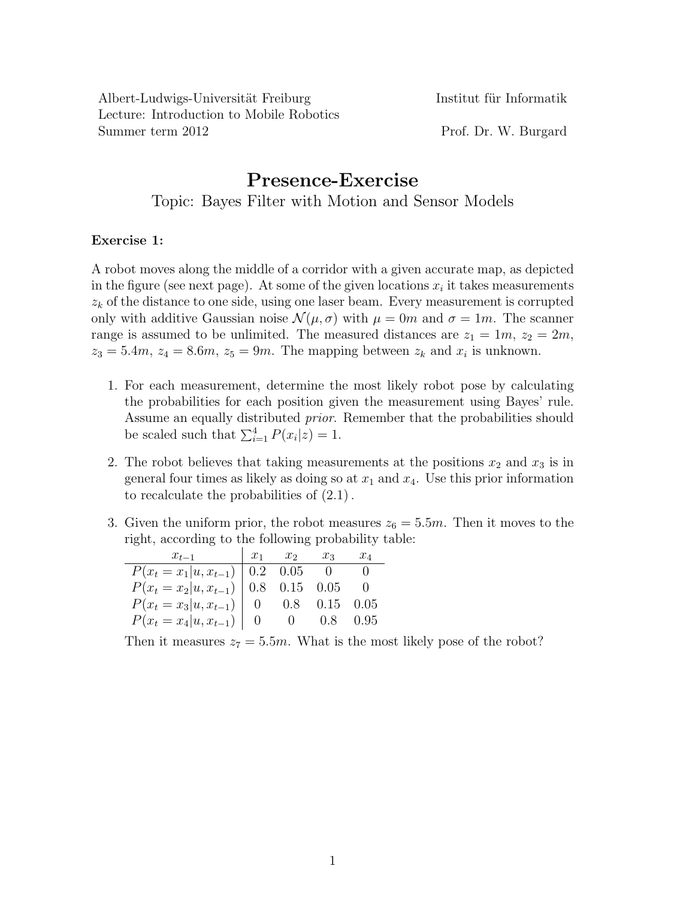Albert-Ludwigs-Universität Freiburg
Lecture: Introduction to Mobile Robotics
Summer term 2012

Institut für Informatik

Prof. Dr. W. Burgard

# Presence-Exercise

## Topic: Bayes Filter with Motion and Sensor Models

**Exercise 1:**

A robot moves along the middle of a corridor with a given accurate map, as depicted in the figure (see next page). At some of the given locations $x_i$ it takes measurements $z_k$ of the distance to one side, using one laser beam. Every measurement is corrupted only with additive Gaussian noise $\mathcal{N}(\mu, \sigma)$ with $\mu = 0m$ and $\sigma = 1m$. The scanner range is assumed to be unlimited. The measured distances are $z_1 = 1m$, $z_2 = 2m$, $z_3 = 5.4m$, $z_4 = 8.6m$, $z_5 = 9m$. The mapping between $z_k$ and $x_i$ is unknown.

1. For each measurement, determine the most likely robot pose by calculating the probabilities for each position given the measurement using Bayes' rule. Assume an equally distributed *prior*. Remember that the probabilities should be scaled such that $\sum_{i=1}^{4} P(x_i|z) = 1$.

2. The robot believes that taking measurements at the positions $x_2$ and $x_3$ is in general four times as likely as doing so at $x_1$ and $x_4$. Use this prior information to recalculate the probabilities of (2.1).

3. Given the uniform prior, the robot measures $z_6 = 5.5m$. Then it moves to the right, according to the following probability table:

| $x_{t-1}$ | $x_1$ | $x_2$ | $x_3$ | $x_4$ |
|---|---|---|---|---|
| $P(x_t = x_1 \vert u, x_{t-1})$ | 0.2 | 0.05 | 0 | 0 |
| $P(x_t = x_2 \vert u, x_{t-1})$ | 0.8 | 0.15 | 0.05 | 0 |
| $P(x_t = x_3 \vert u, x_{t-1})$ | 0 | 0.8 | 0.15 | 0.05 |
| $P(x_t = x_4 \vert u, x_{t-1})$ | 0 | 0 | 0.8 | 0.95 |

   Then it measures $z_7 = 5.5m$. What is the most likely pose of the robot?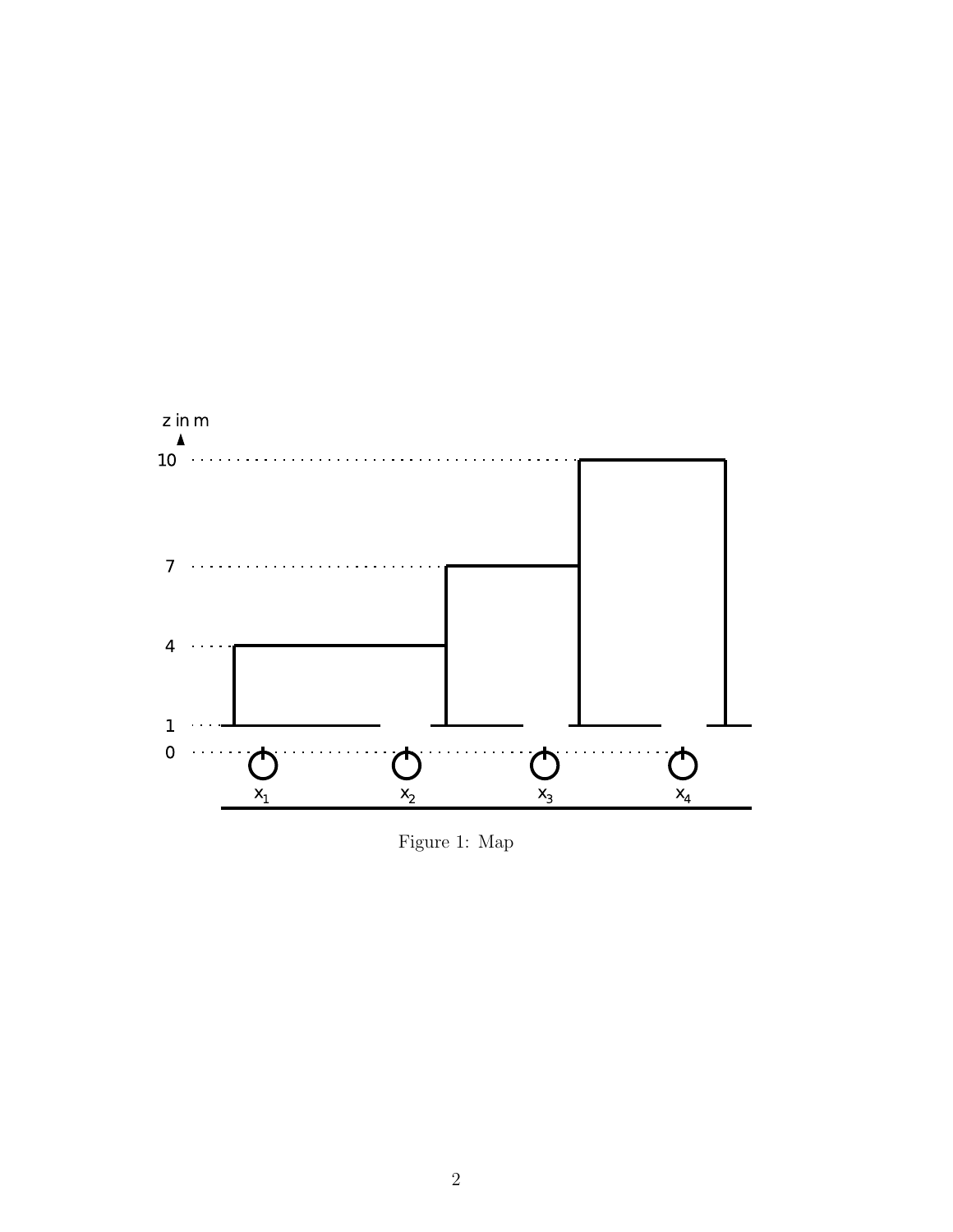z in m

10

7

4

1

0

$x_1$ $x_2$ $x_3$ $x_4$

Figure 1: Map